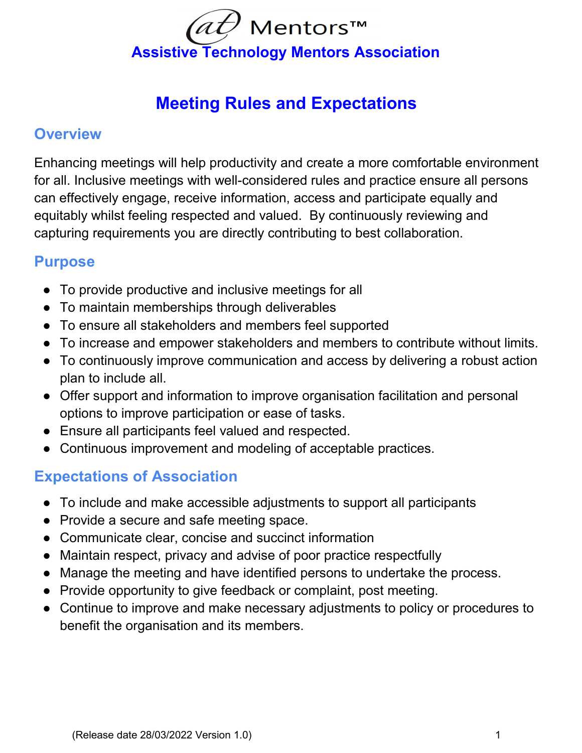# at Mentors™

## Assistive Technology Mentors Association

# Meeting Rules and Expectations

## Overview

Enhancing meetings will help productivity and create a more comfortable environment for all. Inclusive meetings with well-considered rules and practice ensure all persons can effectively engage, receive information, access and participate equally and equitably whilst feeling respected and valued.  By continuously reviewing and capturing requirements you are directly contributing to best collaboration.

## Purpose

- To provide productive and inclusive meetings for all
- To maintain memberships through deliverables
- To ensure all stakeholders and members feel supported
- To increase and empower stakeholders and members to contribute without limits.
- To continuously improve communication and access by delivering a robust action plan to include all.
- Offer support and information to improve organisation facilitation and personal options to improve participation or ease of tasks.
- Ensure all participants feel valued and respected.
- Continuous improvement and modeling of acceptable practices.

## Expectations of Association

- To include and make accessible adjustments to support all participants
- Provide a secure and safe meeting space.
- Communicate clear, concise and succinct information
- Maintain respect, privacy and advise of poor practice respectfully
- Manage the meeting and have identified persons to undertake the process.
- Provide opportunity to give feedback or complaint, post meeting.
- Continue to improve and make necessary adjustments to policy or procedures to benefit the organisation and its members.

(Release date 28/03/2022 Version 1.0)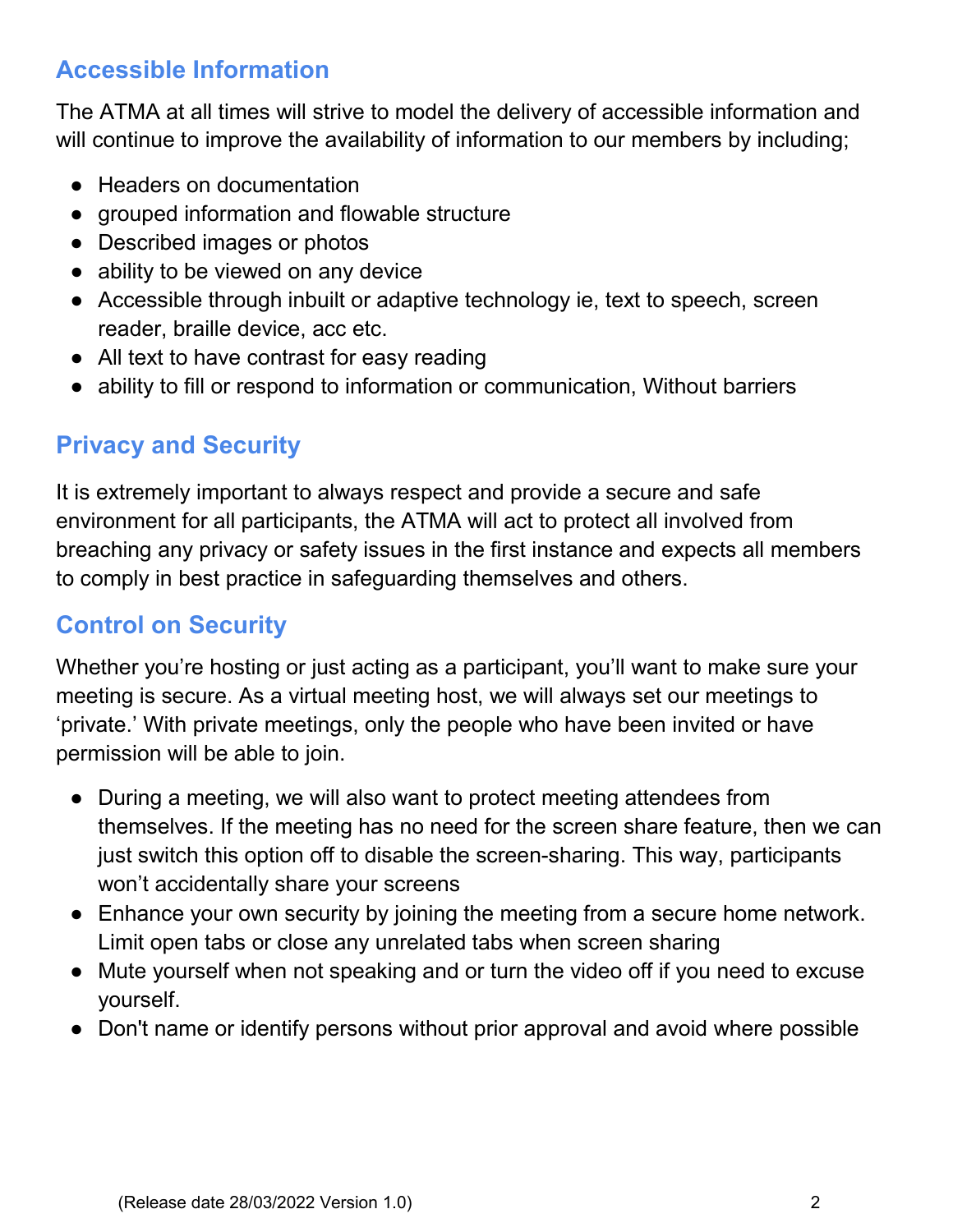## Accessible Information

The ATMA at all times will strive to model the delivery of accessible information and will continue to improve the availability of information to our members by including;

- Headers on documentation
- grouped information and flowable structure
- Described images or photos
- ability to be viewed on any device
- Accessible through inbuilt or adaptive technology ie, text to speech, screen reader, braille device, acc etc.
- All text to have contrast for easy reading
- ability to fill or respond to information or communication, Without barriers

## Privacy and Security

It is extremely important to always respect and provide a secure and safe environment for all participants, the ATMA will act to protect all involved from breaching any privacy or safety issues in the first instance and expects all members to comply in best practice in safeguarding themselves and others.

## Control on Security

Whether you're hosting or just acting as a participant, you'll want to make sure your meeting is secure. As a virtual meeting host, we will always set our meetings to 'private.' With private meetings, only the people who have been invited or have permission will be able to join.

- During a meeting, we will also want to protect meeting attendees from themselves. If the meeting has no need for the screen share feature, then we can just switch this option off to disable the screen-sharing. This way, participants won't accidentally share your screens
- Enhance your own security by joining the meeting from a secure home network. Limit open tabs or close any unrelated tabs when screen sharing
- Mute yourself when not speaking and or turn the video off if you need to excuse yourself.
- Don't name or identify persons without prior approval and avoid where possible

(Release date 28/03/2022 Version 1.0)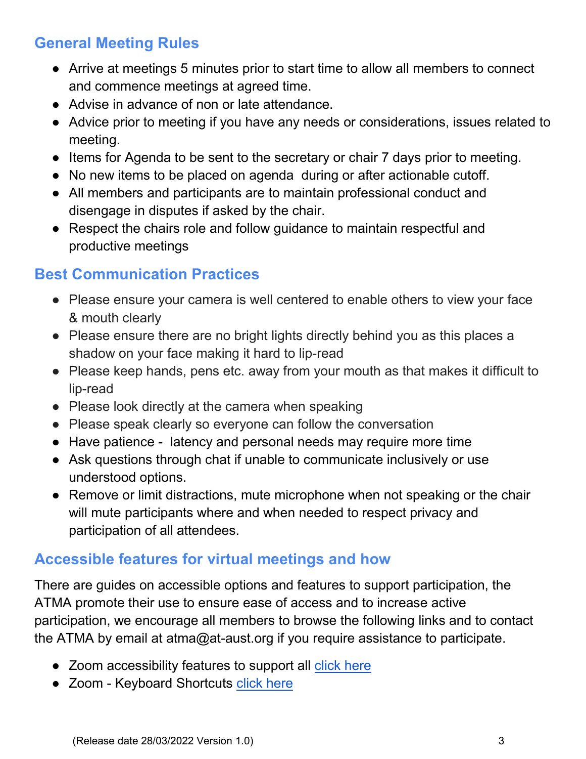## General Meeting Rules

- Arrive at meetings 5 minutes prior to start time to allow all members to connect and commence meetings at agreed time.
- Advise in advance of non or late attendance.
- Advice prior to meeting if you have any needs or considerations, issues related to meeting.
- Items for Agenda to be sent to the secretary or chair 7 days prior to meeting.
- No new items to be placed on agenda during or after actionable cutoff.
- All members and participants are to maintain professional conduct and disengage in disputes if asked by the chair.
- Respect the chairs role and follow guidance to maintain respectful and productive meetings

## Best Communication Practices

- Please ensure your camera is well centered to enable others to view your face & mouth clearly
- Please ensure there are no bright lights directly behind you as this places a shadow on your face making it hard to lip-read
- Please keep hands, pens etc. away from your mouth as that makes it difficult to lip-read
- Please look directly at the camera when speaking
- Please speak clearly so everyone can follow the conversation
- Have patience - latency and personal needs may require more time
- Ask questions through chat if unable to communicate inclusively or use understood options.
- Remove or limit distractions, mute microphone when not speaking or the chair will mute participants where and when needed to respect privacy and participation of all attendees.

## Accessible features for virtual meetings and how

There are guides on accessible options and features to support participation, the ATMA promote their use to ensure ease of access and to increase active participation, we encourage all members to browse the following links and to contact the ATMA by email at atma@at-aust.org if you require assistance to participate.

- Zoom accessibility features to support all click here
- Zoom - Keyboard Shortcuts click here

(Release date 28/03/2022 Version 1.0)